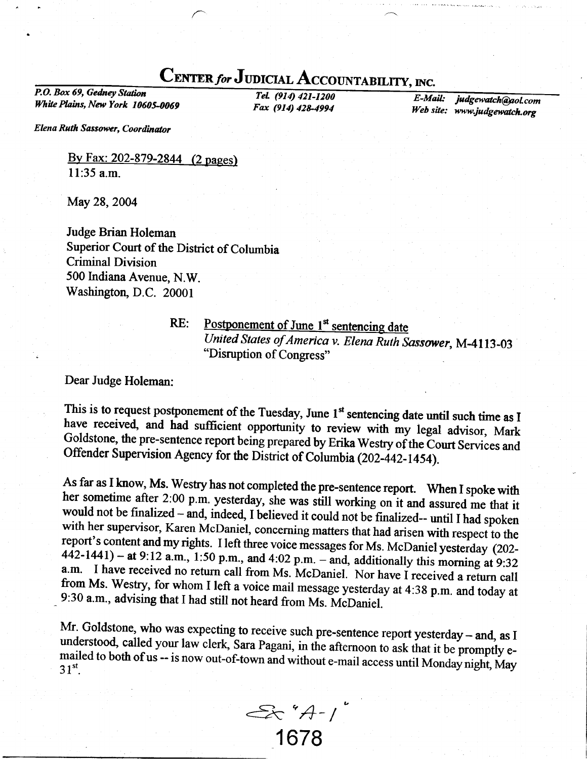# CENTER *for* JUDICIAL ACCOUNTABILITY, INC.

*P.O. Box 69, Gedney Station*
*White Plains, New York 10605-0069*

*Tel. (914) 421-1200*
*Fax (914) 428-4994*

*E-Mail: judgewatch@aol.com*
*Web site: www.judgewatch.org*

*Elena Ruth Sassower, Coordinator*

By Fax: 202-879-2844 (2 pages)
11:35 a.m.

May 28, 2004

Judge Brian Holeman
Superior Court of the District of Columbia
Criminal Division
500 Indiana Avenue, N.W.
Washington, D.C. 20001

RE: Postponement of June 1st sentencing date
*United States of America v. Elena Ruth Sassower*, M-4113-03
"Disruption of Congress"

Dear Judge Holeman:

This is to request postponement of the Tuesday, June 1st sentencing date until such time as I have received, and had sufficient opportunity to review with my legal advisor, Mark Goldstone, the pre-sentence report being prepared by Erika Westry of the Court Services and Offender Supervision Agency for the District of Columbia (202-442-1454).

As far as I know, Ms. Westry has not completed the pre-sentence report. When I spoke with her sometime after 2:00 p.m. yesterday, she was still working on it and assured me that it would not be finalized – and, indeed, I believed it could not be finalized-- until I had spoken with her supervisor, Karen McDaniel, concerning matters that had arisen with respect to the report's content and my rights. I left three voice messages for Ms. McDaniel yesterday (202-442-1441) – at 9:12 a.m., 1:50 p.m., and 4:02 p.m. – and, additionally this morning at 9:32 a.m. I have received no return call from Ms. McDaniel. Nor have I received a return call from Ms. Westry, for whom I left a voice mail message yesterday at 4:38 p.m. and today at 9:30 a.m., advising that I had still not heard from Ms. McDaniel.

Mr. Goldstone, who was expecting to receive such pre-sentence report yesterday – and, as I understood, called your law clerk, Sara Pagani, in the afternoon to ask that it be promptly e-mailed to both of us -- is now out-of-town and without e-mail access until Monday night, May 31st.

Ex "A-1"

1678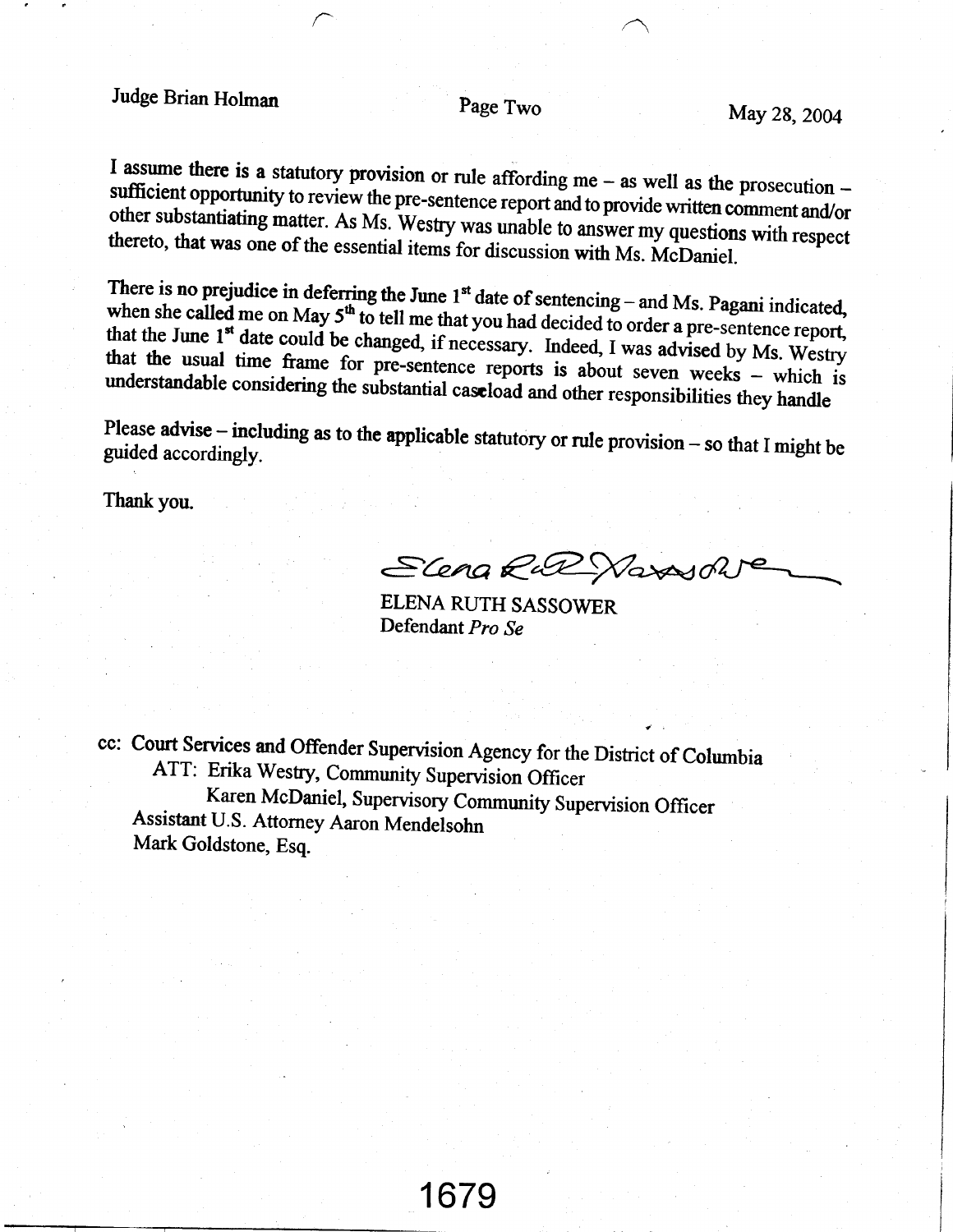I assume there is a statutory provision or rule affording me – as well as the prosecution – sufficient opportunity to review the pre-sentence report and to provide written comment and/or other substantiating matter. As Ms. Westry was unable to answer my questions with respect thereto, that was one of the essential items for discussion with Ms. McDaniel.

There is no prejudice in deferring the June 1st date of sentencing – and Ms. Pagani indicated, when she called me on May 5th to tell me that you had decided to order a pre-sentence report, that the June 1st date could be changed, if necessary. Indeed, I was advised by Ms. Westry that the usual time frame for pre-sentence reports is about seven weeks – which is understandable considering the substantial caseload and other responsibilities they handle

Please advise – including as to the applicable statutory or rule provision – so that I might be guided accordingly.

Thank you.

ELENA RUTH SASSOWER
Defendant *Pro Se*

cc: Court Services and Offender Supervision Agency for the District of Columbia
ATT: Erika Westry, Community Supervision Officer
Karen McDaniel, Supervisory Community Supervision Officer
Assistant U.S. Attorney Aaron Mendelsohn
Mark Goldstone, Esq.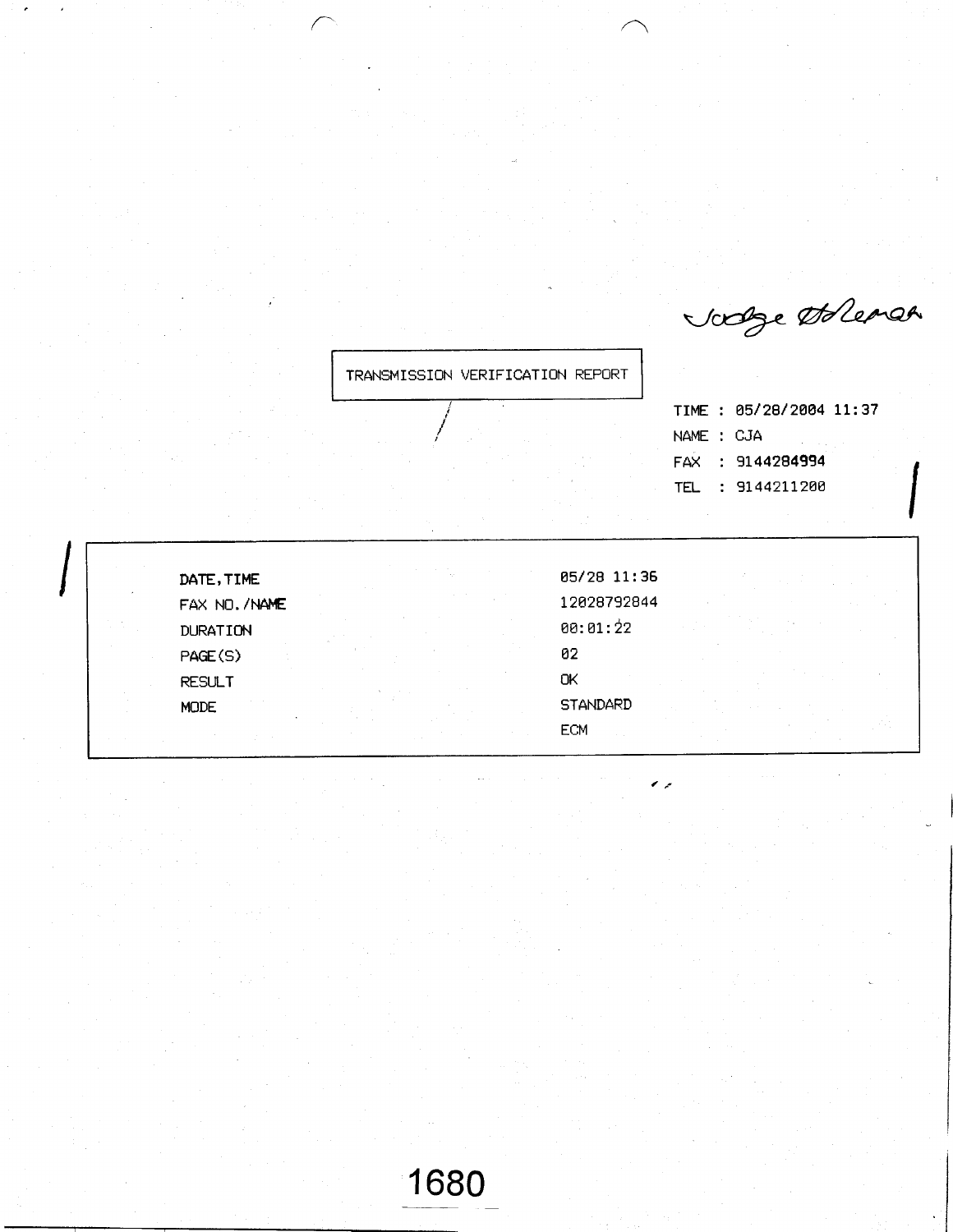Judge Solomon

TRANSMISSION VERIFICATION REPORT

TIME : 05/28/2004 11:37
NAME : CJA
FAX : 9144284994
TEL : 9144211200

| | |
|---|---|
| DATE,TIME | 05/28 11:36 |
| FAX NO./NAME | 12028792844 |
| DURATION | 00:01:22 |
| PAGE(S) | 02 |
| RESULT | OK |
| MODE | STANDARD<br>ECM |

1680